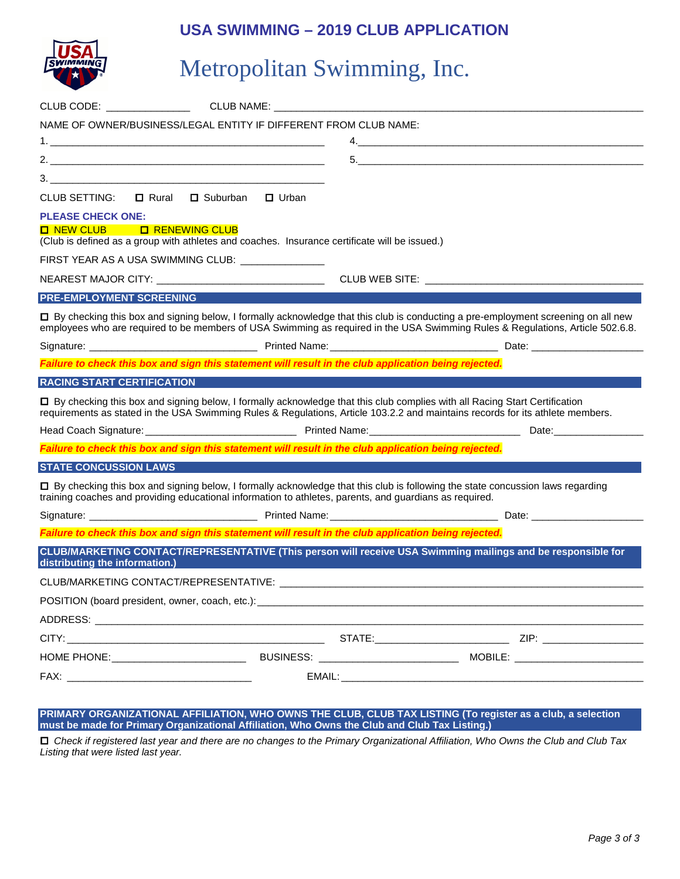# USA SWIMMING – 2019 CLUB APPLICATION

## Metropolitan Swimming, Inc.

CLUB CODE: ______________ CLUB NAME: ____________________________________________________________

NAME OF OWNER/BUSINESS/LEGAL ENTITY IF DIFFERENT FROM CLUB NAME:

1. _______________________________________________
2. _______________________________________________
3. _______________________________________________
4. _______________________________________________
5. _______________________________________________

CLUB SETTING: ☐ Rural ☐ Suburban ☐ Urban

**PLEASE CHECK ONE:**

☐ NEW CLUB ☐ RENEWING CLUB

(Club is defined as a group with athletes and coaches. Insurance certificate will be issued.)

FIRST YEAR AS A USA SWIMMING CLUB: ______________

NEAREST MAJOR CITY: _____________________________ CLUB WEB SITE: ____________________________________

## PRE-EMPLOYMENT SCREENING

☐ By checking this box and signing below, I formally acknowledge that this club is conducting a pre-employment screening on all new employees who are required to be members of USA Swimming as required in the USA Swimming Rules & Regulations, Article 502.6.8.

Signature: _____________________________ Printed Name: _____________________________ Date: ___________________

***Failure to check this box and sign this statement will result in the club application being rejected.***

## RACING START CERTIFICATION

☐ By checking this box and signing below, I formally acknowledge that this club complies with all Racing Start Certification requirements as stated in the USA Swimming Rules & Regulations, Article 103.2.2 and maintains records for its athlete members.

Head Coach Signature: __________________________ Printed Name: __________________________ Date: _______________

***Failure to check this box and sign this statement will result in the club application being rejected.***

## STATE CONCUSSION LAWS

☐ By checking this box and signing below, I formally acknowledge that this club is following the state concussion laws regarding training coaches and providing educational information to athletes, parents, and guardians as required.

Signature: _____________________________ Printed Name: _____________________________ Date: ___________________

***Failure to check this box and sign this statement will result in the club application being rejected.***

## CLUB/MARKETING CONTACT/REPRESENTATIVE (This person will receive USA Swimming mailings and be responsible for distributing the information.)

CLUB/MARKETING CONTACT/REPRESENTATIVE: ___________________________________________________________

POSITION (board president, owner, coach, etc.): ______________________________________________________

ADDRESS: __________________________________________________________________________________

CITY: ___________________________________________ STATE: _______________________ ZIP: _________________

HOME PHONE: _______________________ BUSINESS: ________________________ MOBILE: ______________________

FAX: ________________________________ EMAIL: ______________________________________________________

## PRIMARY ORGANIZATIONAL AFFILIATION, WHO OWNS THE CLUB, CLUB TAX LISTING (To register as a club, a selection must be made for Primary Organizational Affiliation, Who Owns the Club and Club Tax Listing.)

☐ *Check if registered last year and there are no changes to the Primary Organizational Affiliation, Who Owns the Club and Club Tax Listing that were listed last year.*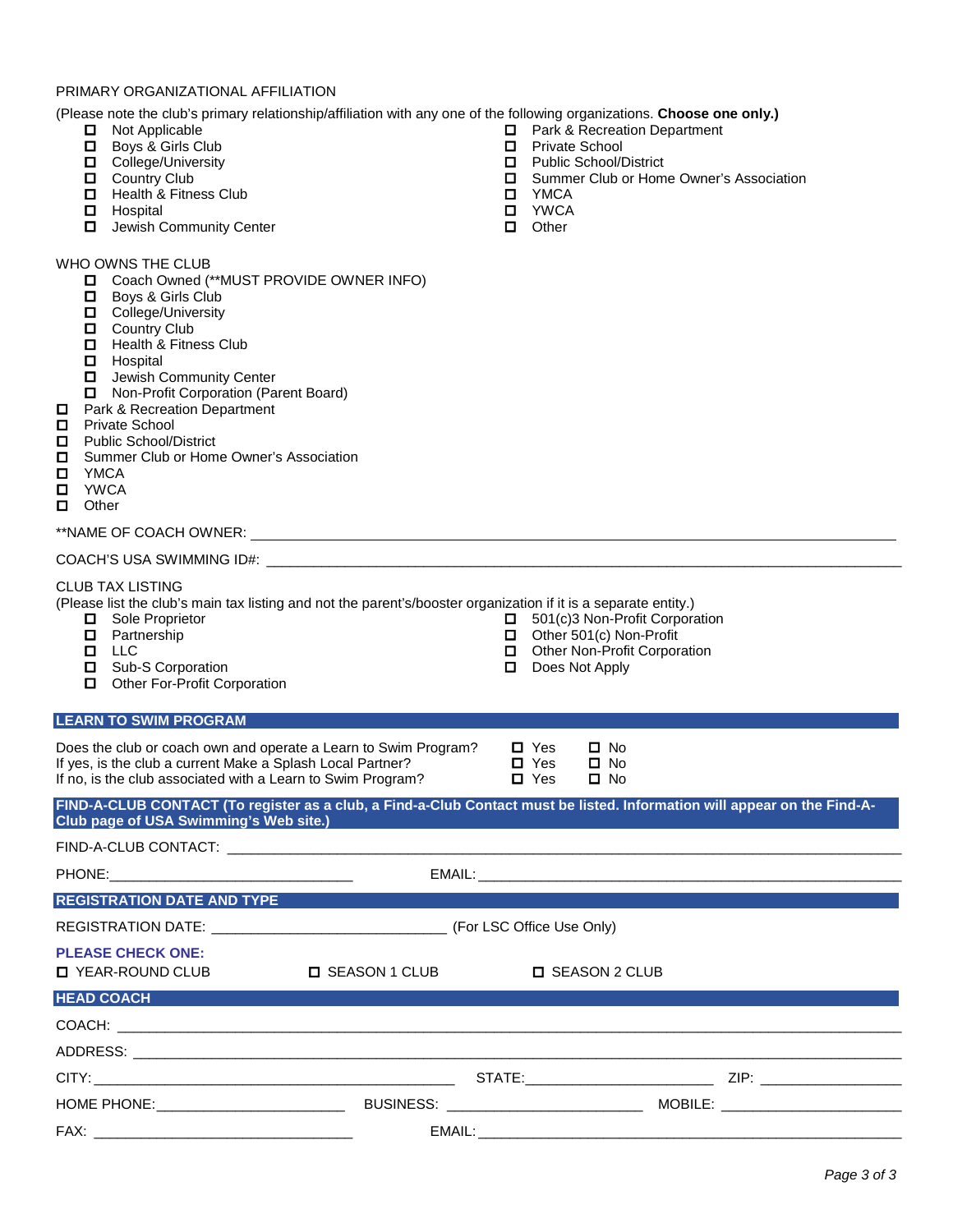PRIMARY ORGANIZATIONAL AFFILIATION

(Please note the club's primary relationship/affiliation with any one of the following organizations. **Choose one only.)**

- ☐ Not Applicable
- ☐ Boys & Girls Club
- ☐ College/University
- ☐ Country Club
- ☐ Health & Fitness Club
- ☐ Hospital
- ☐ Jewish Community Center
- ☐ Park & Recreation Department
- ☐ Private School
- ☐ Public School/District
- ☐ Summer Club or Home Owner's Association
- ☐ YMCA
- ☐ YWCA
- ☐ Other

WHO OWNS THE CLUB

- ☐ Coach Owned (**MUST PROVIDE OWNER INFO)
- ☐ Boys & Girls Club
- ☐ College/University
- ☐ Country Club
- ☐ Health & Fitness Club
- ☐ Hospital
- ☐ Jewish Community Center
- ☐ Non-Profit Corporation (Parent Board)
- ☐ Park & Recreation Department
- ☐ Private School
- ☐ Public School/District
- ☐ Summer Club or Home Owner's Association
- ☐ YMCA
- ☐ YWCA
- ☐ Other

**NAME OF COACH OWNER: ______________________________

COACH'S USA SWIMMING ID#: ______________________________

CLUB TAX LISTING

(Please list the club's main tax listing and not the parent's/booster organization if it is a separate entity.)

- ☐ Sole Proprietor
- ☐ Partnership
- ☐ LLC
- ☐ Sub-S Corporation
- ☐ Other For-Profit Corporation
- ☐ 501(c)3 Non-Profit Corporation
- ☐ Other 501(c) Non-Profit
- ☐ Other Non-Profit Corporation
- ☐ Does Not Apply

## LEARN TO SWIM PROGRAM

Does the club or coach own and operate a Learn to Swim Program? ☐ Yes ☐ No

If yes, is the club a current Make a Splash Local Partner? ☐ Yes ☐ No

If no, is the club associated with a Learn to Swim Program? ☐ Yes ☐ No

## FIND-A-CLUB CONTACT (To register as a club, a Find-a-Club Contact must be listed. Information will appear on the Find-A-Club page of USA Swimming's Web site.)

FIND-A-CLUB CONTACT: ______________________________

PHONE: ______________________ EMAIL: ______________________

## REGISTRATION DATE AND TYPE

REGISTRATION DATE: ______________________ (For LSC Office Use Only)

**PLEASE CHECK ONE:**

☐ YEAR-ROUND CLUB ☐ SEASON 1 CLUB ☐ SEASON 2 CLUB

## HEAD COACH

COACH: ______________________________

ADDRESS: ______________________________

CITY: ______________________ STATE: ______________ ZIP: ______________

HOME PHONE: ______________ BUSINESS: ______________ MOBILE: ______________

FAX: ______________________ EMAIL: ______________________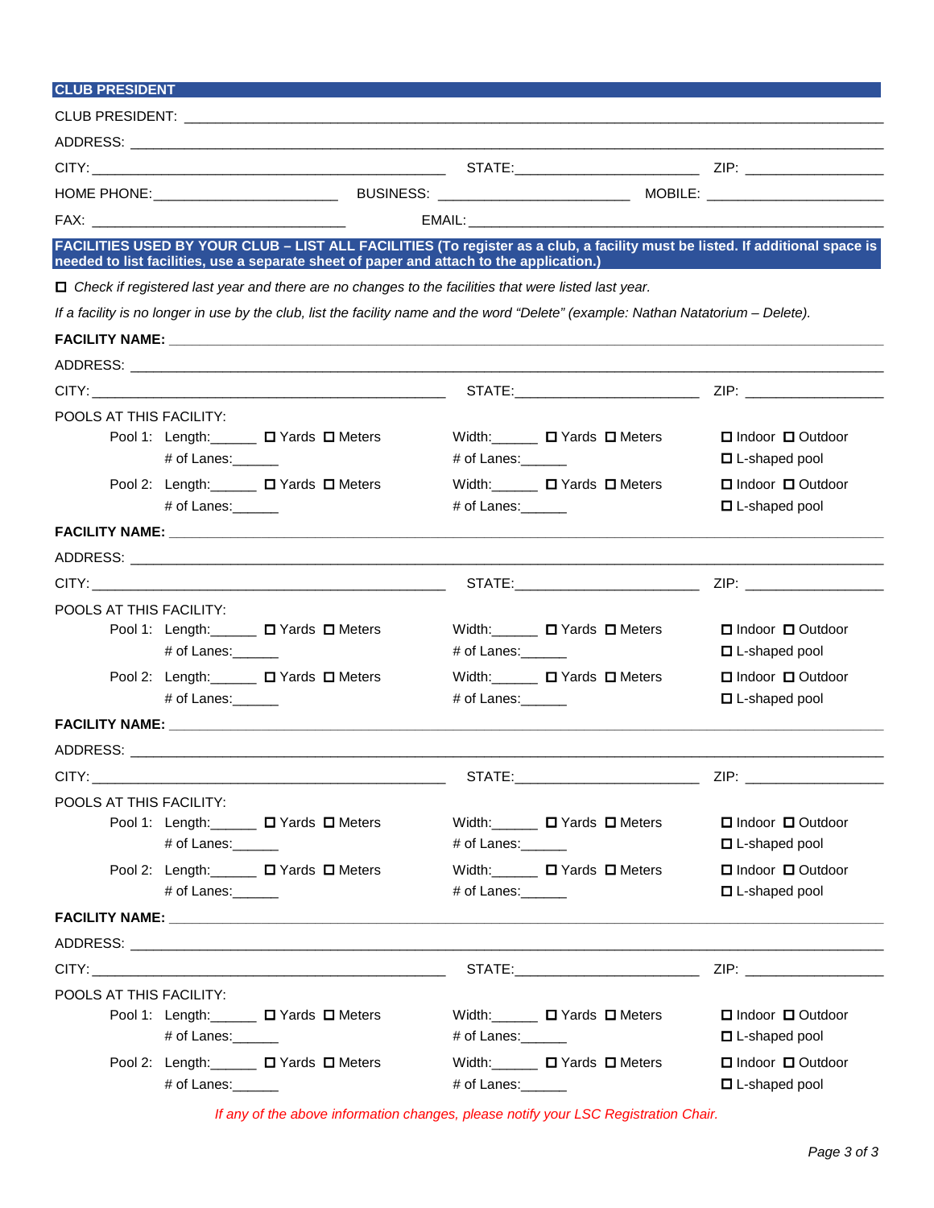## CLUB PRESIDENT

CLUB PRESIDENT: ______________________________________________________________________________

ADDRESS: ______________________________________________________________________________

CITY: ________________________________________ STATE: ______________________ ZIP: _________________

HOME PHONE: ______________________ BUSINESS: ______________________ MOBILE: ______________________

FAX: ______________________________ EMAIL: ______________________________________________

## FACILITIES USED BY YOUR CLUB – LIST ALL FACILITIES (To register as a club, a facility must be listed. If additional space is needed to list facilities, use a separate sheet of paper and attach to the application.)

☐ *Check if registered last year and there are no changes to the facilities that were listed last year.*

*If a facility is no longer in use by the club, list the facility name and the word "Delete" (example: Nathan Natatorium – Delete).*

**FACILITY NAME:** ______________________________________________________________________________

ADDRESS: ______________________________________________________________________________

CITY: ________________________________________ STATE: ______________________ ZIP: _________________

POOLS AT THIS FACILITY:

Pool 1: Length:______ ☐ Yards ☐ Meters Width:______ ☐ Yards ☐ Meters ☐ Indoor ☐ Outdoor
# of Lanes:______ # of Lanes:______ ☐ L-shaped pool

Pool 2: Length:______ ☐ Yards ☐ Meters Width:______ ☐ Yards ☐ Meters ☐ Indoor ☐ Outdoor
# of Lanes:______ # of Lanes:______ ☐ L-shaped pool

**FACILITY NAME:** ______________________________________________________________________________

ADDRESS: ______________________________________________________________________________

CITY: ________________________________________ STATE: ______________________ ZIP: _________________

POOLS AT THIS FACILITY:

Pool 1: Length:______ ☐ Yards ☐ Meters Width:______ ☐ Yards ☐ Meters ☐ Indoor ☐ Outdoor
# of Lanes:______ # of Lanes:______ ☐ L-shaped pool

Pool 2: Length:______ ☐ Yards ☐ Meters Width:______ ☐ Yards ☐ Meters ☐ Indoor ☐ Outdoor
# of Lanes:______ # of Lanes:______ ☐ L-shaped pool

**FACILITY NAME:** ______________________________________________________________________________

ADDRESS: ______________________________________________________________________________

CITY: ________________________________________ STATE: ______________________ ZIP: _________________

POOLS AT THIS FACILITY:

Pool 1: Length:______ ☐ Yards ☐ Meters Width:______ ☐ Yards ☐ Meters ☐ Indoor ☐ Outdoor
# of Lanes:______ # of Lanes:______ ☐ L-shaped pool

Pool 2: Length:______ ☐ Yards ☐ Meters Width:______ ☐ Yards ☐ Meters ☐ Indoor ☐ Outdoor
# of Lanes:______ # of Lanes:______ ☐ L-shaped pool

**FACILITY NAME:** ______________________________________________________________________________

ADDRESS: ______________________________________________________________________________

CITY: ________________________________________ STATE: ______________________ ZIP: _________________

POOLS AT THIS FACILITY:

Pool 1: Length:______ ☐ Yards ☐ Meters Width:______ ☐ Yards ☐ Meters ☐ Indoor ☐ Outdoor
# of Lanes:______ # of Lanes:______ ☐ L-shaped pool

Pool 2: Length:______ ☐ Yards ☐ Meters Width:______ ☐ Yards ☐ Meters ☐ Indoor ☐ Outdoor
# of Lanes:______ # of Lanes:______ ☐ L-shaped pool

*If any of the above information changes, please notify your LSC Registration Chair.*